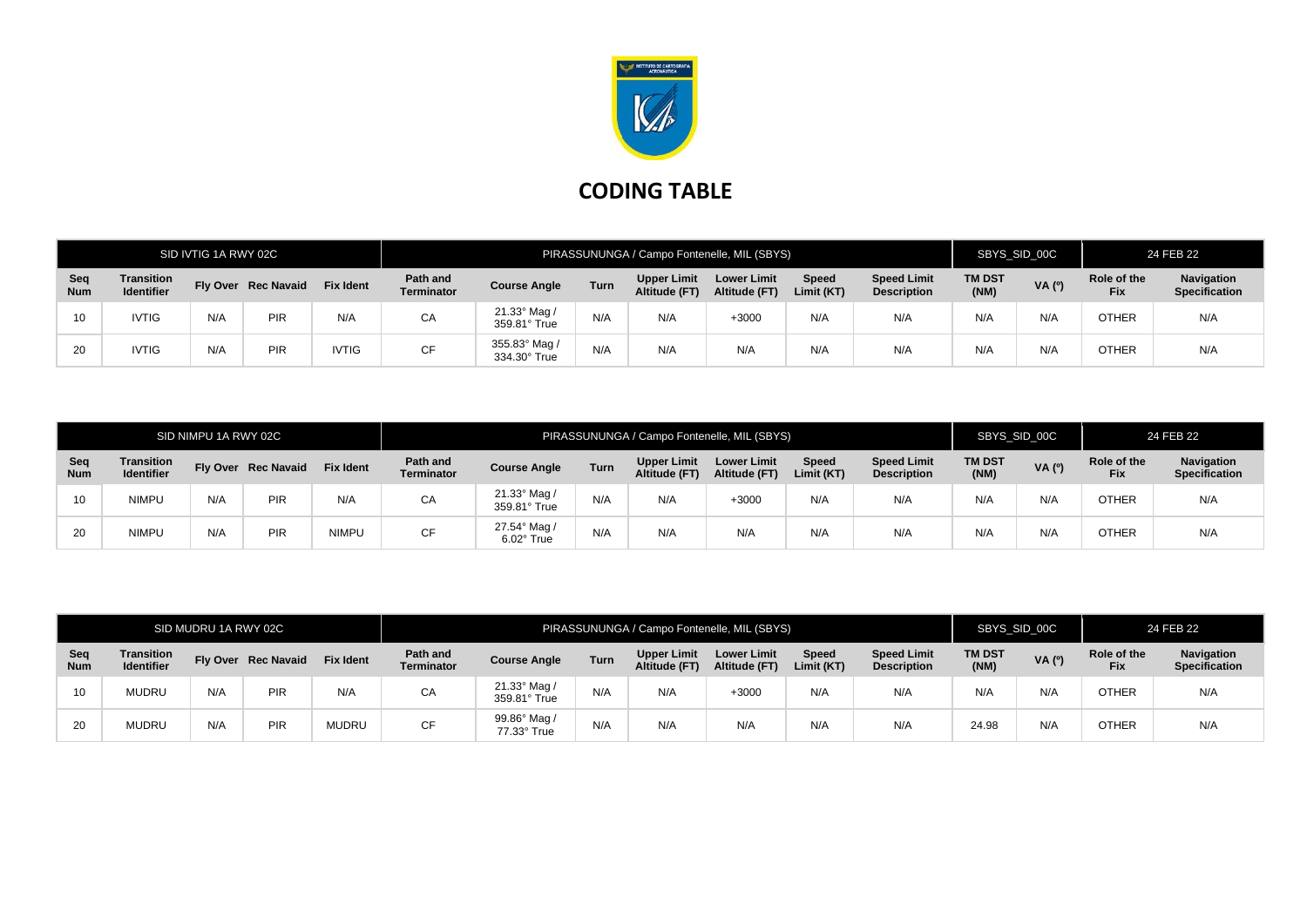# CODING TABLE

| SID IVTIG 1A RWY 02C | | | | | PIRASSUNUNGA / Campo Fontenelle, MIL (SBYS) | | | | | | | SBYS_SID_00C | | 24 FEB 22 | |
|---|---|---|---|---|---|---|---|---|---|---|---|---|---|---|---|
| **Seq Num** | **Transition Identifier** | **Fly Over** | **Rec Navaid** | **Fix Ident** | **Path and Terminator** | **Course Angle** | **Turn** | **Upper Limit Altitude (FT)** | **Lower Limit Altitude (FT)** | **Speed Limit (KT)** | **Speed Limit Description** | **TM DST (NM)** | **VA (º)** | **Role of the Fix** | **Navigation Specification** |
| 10 | IVTIG | N/A | PIR | N/A | CA | 21.33° Mag / 359.81° True | N/A | N/A | +3000 | N/A | N/A | N/A | N/A | OTHER | N/A |
| 20 | IVTIG | N/A | PIR | IVTIG | CF | 355.83° Mag / 334.30° True | N/A | N/A | N/A | N/A | N/A | N/A | N/A | OTHER | N/A |

| SID NIMPU 1A RWY 02C | | | | | PIRASSUNUNGA / Campo Fontenelle, MIL (SBYS) | | | | | | | SBYS_SID_00C | | 24 FEB 22 | |
|---|---|---|---|---|---|---|---|---|---|---|---|---|---|---|---|
| **Seq Num** | **Transition Identifier** | **Fly Over** | **Rec Navaid** | **Fix Ident** | **Path and Terminator** | **Course Angle** | **Turn** | **Upper Limit Altitude (FT)** | **Lower Limit Altitude (FT)** | **Speed Limit (KT)** | **Speed Limit Description** | **TM DST (NM)** | **VA (º)** | **Role of the Fix** | **Navigation Specification** |
| 10 | NIMPU | N/A | PIR | N/A | CA | 21.33° Mag / 359.81° True | N/A | N/A | +3000 | N/A | N/A | N/A | N/A | OTHER | N/A |
| 20 | NIMPU | N/A | PIR | NIMPU | CF | 27.54° Mag / 6.02° True | N/A | N/A | N/A | N/A | N/A | N/A | N/A | OTHER | N/A |

| SID MUDRU 1A RWY 02C | | | | | PIRASSUNUNGA / Campo Fontenelle, MIL (SBYS) | | | | | | | SBYS_SID_00C | | 24 FEB 22 | |
|---|---|---|---|---|---|---|---|---|---|---|---|---|---|---|---|
| **Seq Num** | **Transition Identifier** | **Fly Over** | **Rec Navaid** | **Fix Ident** | **Path and Terminator** | **Course Angle** | **Turn** | **Upper Limit Altitude (FT)** | **Lower Limit Altitude (FT)** | **Speed Limit (KT)** | **Speed Limit Description** | **TM DST (NM)** | **VA (º)** | **Role of the Fix** | **Navigation Specification** |
| 10 | MUDRU | N/A | PIR | N/A | CA | 21.33° Mag / 359.81° True | N/A | N/A | +3000 | N/A | N/A | N/A | N/A | OTHER | N/A |
| 20 | MUDRU | N/A | PIR | MUDRU | CF | 99.86° Mag / 77.33° True | N/A | N/A | N/A | N/A | N/A | 24.98 | N/A | OTHER | N/A |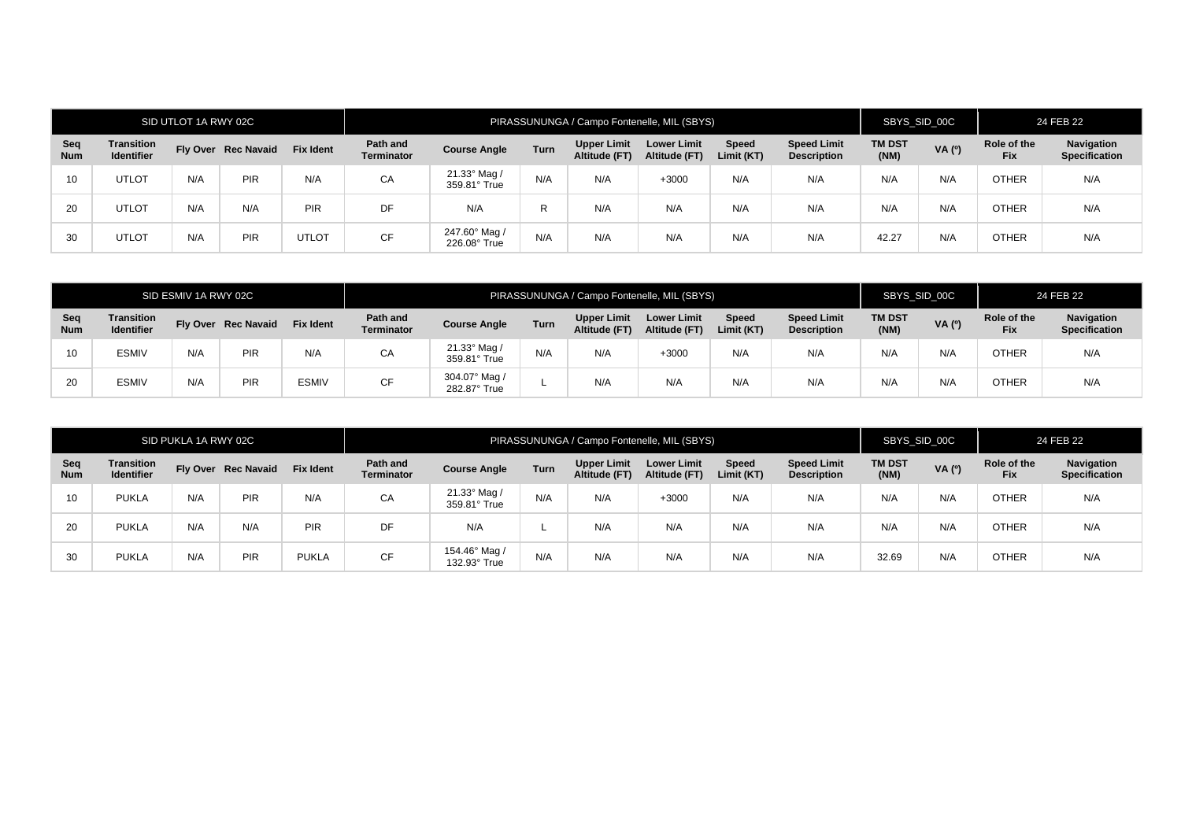| SID UTLOT 1A RWY 02C | | | | | PIRASSUNUNGA / Campo Fontenelle, MIL (SBYS) | | | | | | | SBYS_SID_00C | | 24 FEB 22 | |
|---|---|---|---|---|---|---|---|---|---|---|---|---|---|---|---|
| **Seq Num** | **Transition Identifier** | **Fly Over** | **Rec Navaid** | **Fix Ident** | **Path and Terminator** | **Course Angle** | **Turn** | **Upper Limit Altitude (FT)** | **Lower Limit Altitude (FT)** | **Speed Limit (KT)** | **Speed Limit Description** | **TM DST (NM)** | **VA (º)** | **Role of the Fix** | **Navigation Specification** |
| 10 | UTLOT | N/A | PIR | N/A | CA | 21.33° Mag / 359.81° True | N/A | N/A | +3000 | N/A | N/A | N/A | N/A | OTHER | N/A |
| 20 | UTLOT | N/A | N/A | PIR | DF | N/A | R | N/A | N/A | N/A | N/A | N/A | N/A | OTHER | N/A |
| 30 | UTLOT | N/A | PIR | UTLOT | CF | 247.60° Mag / 226.08° True | N/A | N/A | N/A | N/A | N/A | 42.27 | N/A | OTHER | N/A |

| SID ESMIV 1A RWY 02C | | | | | PIRASSUNUNGA / Campo Fontenelle, MIL (SBYS) | | | | | | | SBYS_SID_00C | | 24 FEB 22 | |
|---|---|---|---|---|---|---|---|---|---|---|---|---|---|---|---|
| **Seq Num** | **Transition Identifier** | **Fly Over** | **Rec Navaid** | **Fix Ident** | **Path and Terminator** | **Course Angle** | **Turn** | **Upper Limit Altitude (FT)** | **Lower Limit Altitude (FT)** | **Speed Limit (KT)** | **Speed Limit Description** | **TM DST (NM)** | **VA (º)** | **Role of the Fix** | **Navigation Specification** |
| 10 | ESMIV | N/A | PIR | N/A | CA | 21.33° Mag / 359.81° True | N/A | N/A | +3000 | N/A | N/A | N/A | N/A | OTHER | N/A |
| 20 | ESMIV | N/A | PIR | ESMIV | CF | 304.07° Mag / 282.87° True | L | N/A | N/A | N/A | N/A | N/A | N/A | OTHER | N/A |

| SID PUKLA 1A RWY 02C | | | | | PIRASSUNUNGA / Campo Fontenelle, MIL (SBYS) | | | | | | | SBYS_SID_00C | | 24 FEB 22 | |
|---|---|---|---|---|---|---|---|---|---|---|---|---|---|---|---|
| **Seq Num** | **Transition Identifier** | **Fly Over** | **Rec Navaid** | **Fix Ident** | **Path and Terminator** | **Course Angle** | **Turn** | **Upper Limit Altitude (FT)** | **Lower Limit Altitude (FT)** | **Speed Limit (KT)** | **Speed Limit Description** | **TM DST (NM)** | **VA (º)** | **Role of the Fix** | **Navigation Specification** |
| 10 | PUKLA | N/A | PIR | N/A | CA | 21.33° Mag / 359.81° True | N/A | N/A | +3000 | N/A | N/A | N/A | N/A | OTHER | N/A |
| 20 | PUKLA | N/A | N/A | PIR | DF | N/A | L | N/A | N/A | N/A | N/A | N/A | N/A | OTHER | N/A |
| 30 | PUKLA | N/A | PIR | PUKLA | CF | 154.46° Mag / 132.93° True | N/A | N/A | N/A | N/A | N/A | 32.69 | N/A | OTHER | N/A |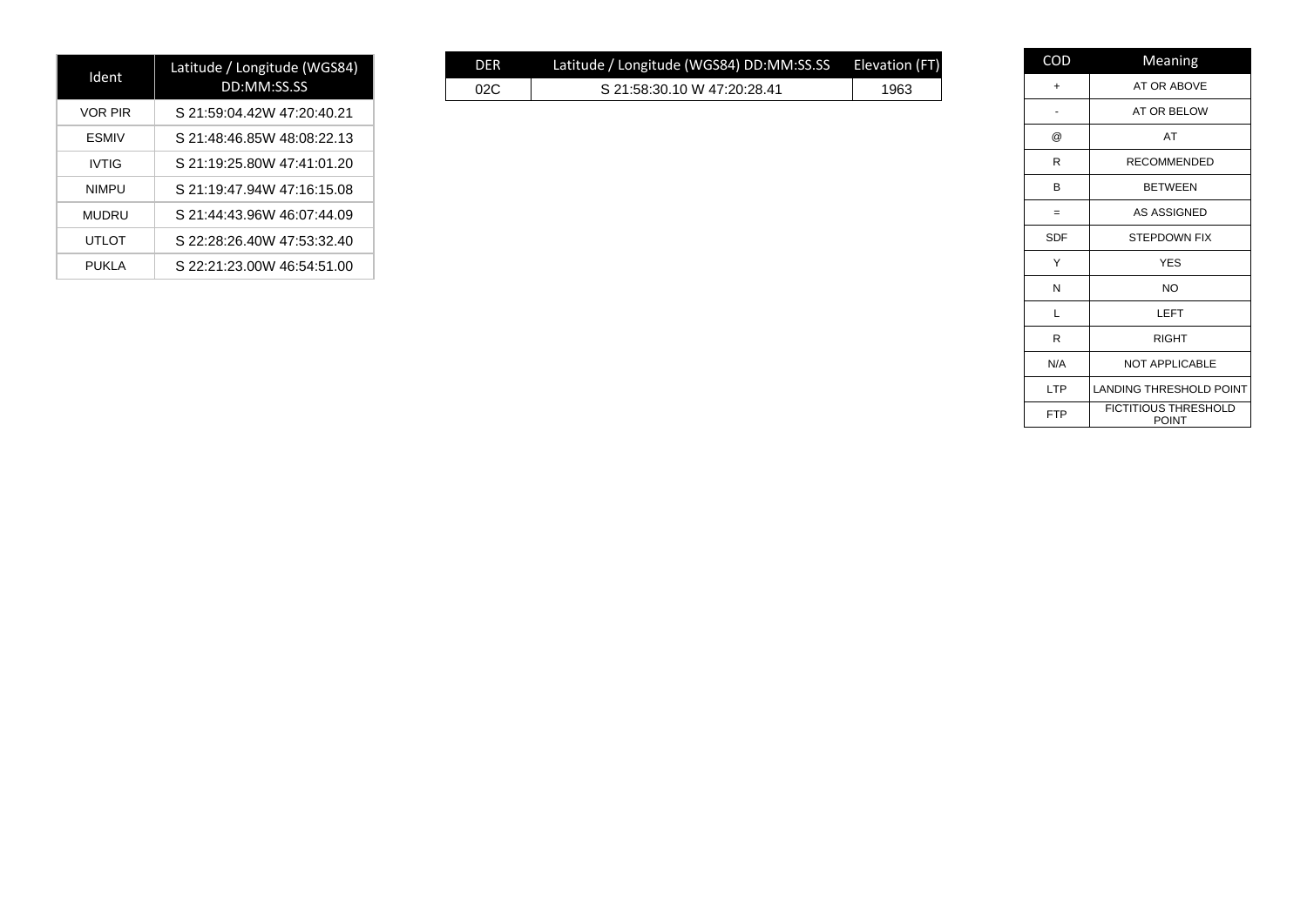| Ident | Latitude / Longitude (WGS84) DD:MM:SS.SS |
| --- | --- |
| VOR PIR | S 21:59:04.42W 47:20:40.21 |
| ESMIV | S 21:48:46.85W 48:08:22.13 |
| IVTIG | S 21:19:25.80W 47:41:01.20 |
| NIMPU | S 21:19:47.94W 47:16:15.08 |
| MUDRU | S 21:44:43.96W 46:07:44.09 |
| UTLOT | S 22:28:26.40W 47:53:32.40 |
| PUKLA | S 22:21:23.00W 46:54:51.00 |

| DER | Latitude / Longitude (WGS84) DD:MM:SS.SS | Elevation (FT) |
| --- | --- | --- |
| 02C | S 21:58:30.10 W 47:20:28.41 | 1963 |

| COD | Meaning |
| --- | --- |
| + | AT OR ABOVE |
| - | AT OR BELOW |
| @ | AT |
| R | RECOMMENDED |
| B | BETWEEN |
| = | AS ASSIGNED |
| SDF | STEPDOWN FIX |
| Y | YES |
| N | NO |
| L | LEFT |
| R | RIGHT |
| N/A | NOT APPLICABLE |
| LTP | LANDING THRESHOLD POINT |
| FTP | FICTITIOUS THRESHOLD POINT |